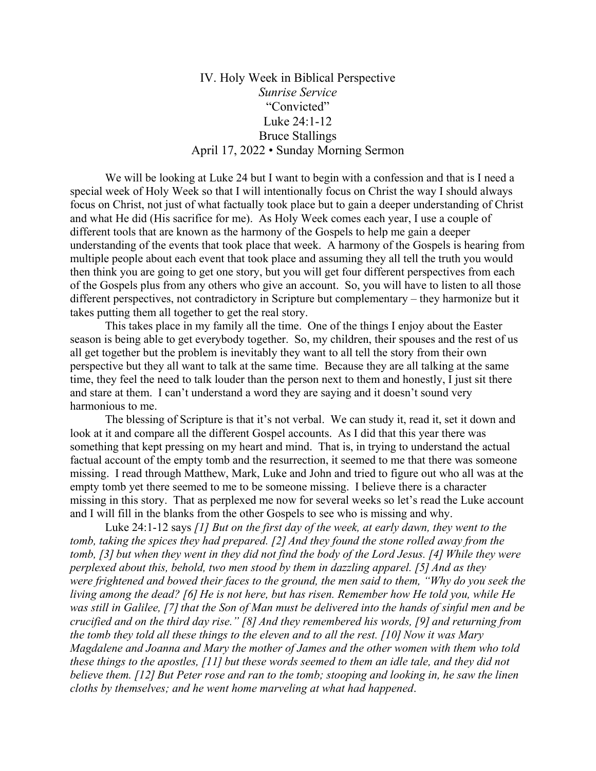# IV. Holy Week in Biblical Perspective

*Sunrise Service*

"Convicted"

Luke 24:1-12

Bruce Stallings

April 17, 2022 • Sunday Morning Sermon

We will be looking at Luke 24 but I want to begin with a confession and that is I need a special week of Holy Week so that I will intentionally focus on Christ the way I should always focus on Christ, not just of what factually took place but to gain a deeper understanding of Christ and what He did (His sacrifice for me). As Holy Week comes each year, I use a couple of different tools that are known as the harmony of the Gospels to help me gain a deeper understanding of the events that took place that week. A harmony of the Gospels is hearing from multiple people about each event that took place and assuming they all tell the truth you would then think you are going to get one story, but you will get four different perspectives from each of the Gospels plus from any others who give an account. So, you will have to listen to all those different perspectives, not contradictory in Scripture but complementary – they harmonize but it takes putting them all together to get the real story.

This takes place in my family all the time. One of the things I enjoy about the Easter season is being able to get everybody together. So, my children, their spouses and the rest of us all get together but the problem is inevitably they want to all tell the story from their own perspective but they all want to talk at the same time. Because they are all talking at the same time, they feel the need to talk louder than the person next to them and honestly, I just sit there and stare at them. I can't understand a word they are saying and it doesn't sound very harmonious to me.

The blessing of Scripture is that it's not verbal. We can study it, read it, set it down and look at it and compare all the different Gospel accounts. As I did that this year there was something that kept pressing on my heart and mind. That is, in trying to understand the actual factual account of the empty tomb and the resurrection, it seemed to me that there was someone missing. I read through Matthew, Mark, Luke and John and tried to figure out who all was at the empty tomb yet there seemed to me to be someone missing. I believe there is a character missing in this story. That as perplexed me now for several weeks so let's read the Luke account and I will fill in the blanks from the other Gospels to see who is missing and why.

Luke 24:1-12 says *[1] But on the first day of the week, at early dawn, they went to the tomb, taking the spices they had prepared. [2] And they found the stone rolled away from the tomb, [3] but when they went in they did not find the body of the Lord Jesus. [4] While they were perplexed about this, behold, two men stood by them in dazzling apparel. [5] And as they were frightened and bowed their faces to the ground, the men said to them, "Why do you seek the living among the dead? [6] He is not here, but has risen. Remember how He told you, while He was still in Galilee, [7] that the Son of Man must be delivered into the hands of sinful men and be crucified and on the third day rise." [8] And they remembered his words, [9] and returning from the tomb they told all these things to the eleven and to all the rest. [10] Now it was Mary Magdalene and Joanna and Mary the mother of James and the other women with them who told these things to the apostles, [11] but these words seemed to them an idle tale, and they did not believe them. [12] But Peter rose and ran to the tomb; stooping and looking in, he saw the linen cloths by themselves; and he went home marveling at what had happened*.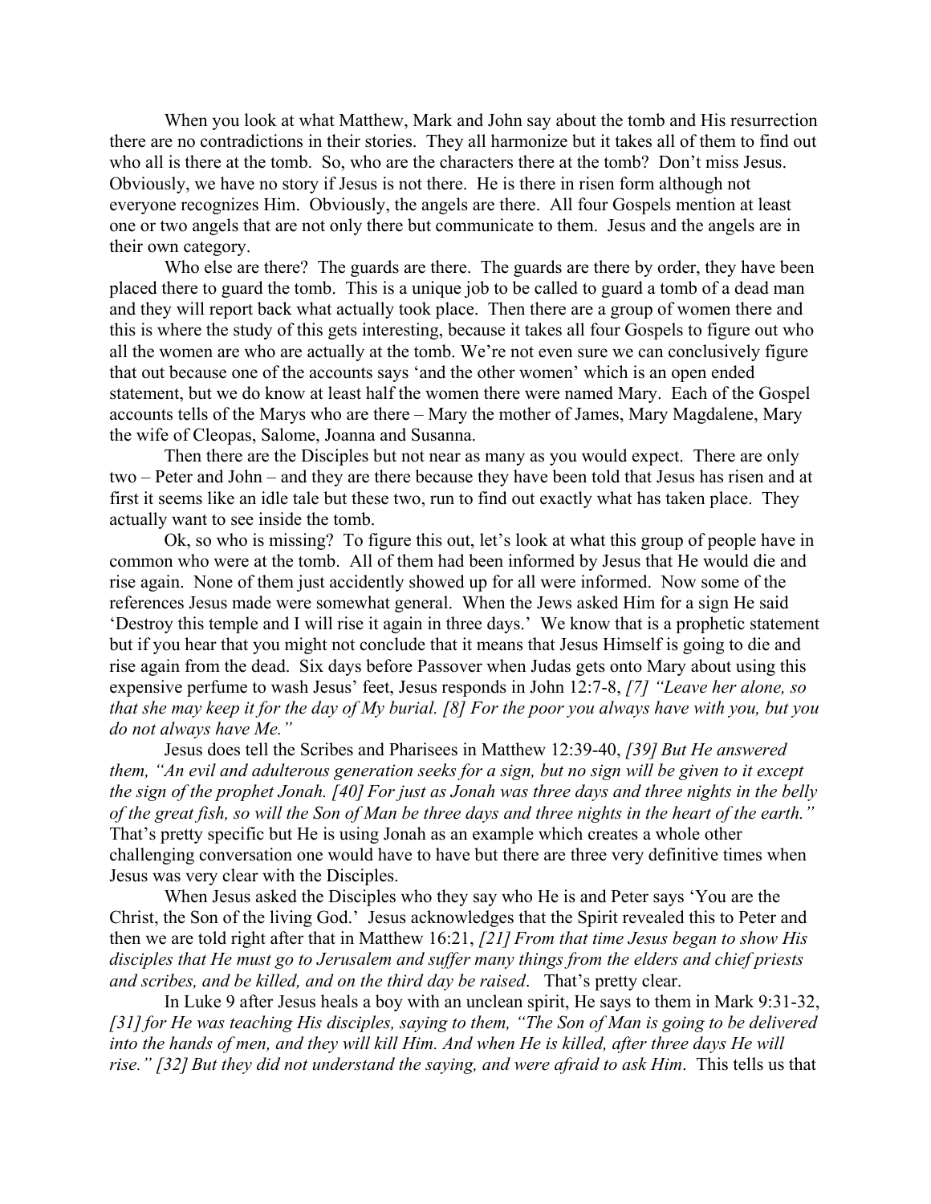When you look at what Matthew, Mark and John say about the tomb and His resurrection there are no contradictions in their stories. They all harmonize but it takes all of them to find out who all is there at the tomb. So, who are the characters there at the tomb? Don't miss Jesus. Obviously, we have no story if Jesus is not there. He is there in risen form although not everyone recognizes Him. Obviously, the angels are there. All four Gospels mention at least one or two angels that are not only there but communicate to them. Jesus and the angels are in their own category.

Who else are there? The guards are there. The guards are there by order, they have been placed there to guard the tomb. This is a unique job to be called to guard a tomb of a dead man and they will report back what actually took place. Then there are a group of women there and this is where the study of this gets interesting, because it takes all four Gospels to figure out who all the women are who are actually at the tomb. We're not even sure we can conclusively figure that out because one of the accounts says 'and the other women' which is an open ended statement, but we do know at least half the women there were named Mary. Each of the Gospel accounts tells of the Marys who are there – Mary the mother of James, Mary Magdalene, Mary the wife of Cleopas, Salome, Joanna and Susanna.

Then there are the Disciples but not near as many as you would expect. There are only two – Peter and John – and they are there because they have been told that Jesus has risen and at first it seems like an idle tale but these two, run to find out exactly what has taken place. They actually want to see inside the tomb.

Ok, so who is missing? To figure this out, let's look at what this group of people have in common who were at the tomb. All of them had been informed by Jesus that He would die and rise again. None of them just accidently showed up for all were informed. Now some of the references Jesus made were somewhat general. When the Jews asked Him for a sign He said 'Destroy this temple and I will rise it again in three days.' We know that is a prophetic statement but if you hear that you might not conclude that it means that Jesus Himself is going to die and rise again from the dead. Six days before Passover when Judas gets onto Mary about using this expensive perfume to wash Jesus' feet, Jesus responds in John 12:7-8, *[7] "Leave her alone, so that she may keep it for the day of My burial. [8] For the poor you always have with you, but you do not always have Me."*

Jesus does tell the Scribes and Pharisees in Matthew 12:39-40, *[39] But He answered them, "An evil and adulterous generation seeks for a sign, but no sign will be given to it except the sign of the prophet Jonah. [40] For just as Jonah was three days and three nights in the belly of the great fish, so will the Son of Man be three days and three nights in the heart of the earth."* That's pretty specific but He is using Jonah as an example which creates a whole other challenging conversation one would have to have but there are three very definitive times when Jesus was very clear with the Disciples.

When Jesus asked the Disciples who they say who He is and Peter says 'You are the Christ, the Son of the living God.' Jesus acknowledges that the Spirit revealed this to Peter and then we are told right after that in Matthew 16:21, *[21] From that time Jesus began to show His disciples that He must go to Jerusalem and suffer many things from the elders and chief priests and scribes, and be killed, and on the third day be raised*. That's pretty clear.

In Luke 9 after Jesus heals a boy with an unclean spirit, He says to them in Mark 9:31-32, *[31] for He was teaching His disciples, saying to them, "The Son of Man is going to be delivered into the hands of men, and they will kill Him. And when He is killed, after three days He will rise." [32] But they did not understand the saying, and were afraid to ask Him*. This tells us that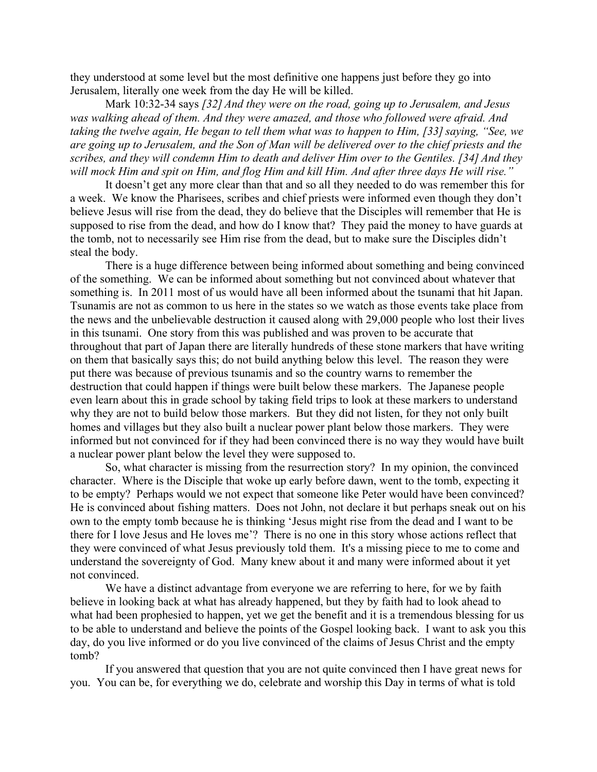they understood at some level but the most definitive one happens just before they go into Jerusalem, literally one week from the day He will be killed.

Mark 10:32-34 says *[32] And they were on the road, going up to Jerusalem, and Jesus was walking ahead of them. And they were amazed, and those who followed were afraid. And taking the twelve again, He began to tell them what was to happen to Him, [33] saying, "See, we are going up to Jerusalem, and the Son of Man will be delivered over to the chief priests and the scribes, and they will condemn Him to death and deliver Him over to the Gentiles. [34] And they will mock Him and spit on Him, and flog Him and kill Him. And after three days He will rise."*

It doesn't get any more clear than that and so all they needed to do was remember this for a week. We know the Pharisees, scribes and chief priests were informed even though they don't believe Jesus will rise from the dead, they do believe that the Disciples will remember that He is supposed to rise from the dead, and how do I know that? They paid the money to have guards at the tomb, not to necessarily see Him rise from the dead, but to make sure the Disciples didn't steal the body.

There is a huge difference between being informed about something and being convinced of the something. We can be informed about something but not convinced about whatever that something is. In 2011 most of us would have all been informed about the tsunami that hit Japan. Tsunamis are not as common to us here in the states so we watch as those events take place from the news and the unbelievable destruction it caused along with 29,000 people who lost their lives in this tsunami. One story from this was published and was proven to be accurate that throughout that part of Japan there are literally hundreds of these stone markers that have writing on them that basically says this; do not build anything below this level. The reason they were put there was because of previous tsunamis and so the country warns to remember the destruction that could happen if things were built below these markers. The Japanese people even learn about this in grade school by taking field trips to look at these markers to understand why they are not to build below those markers. But they did not listen, for they not only built homes and villages but they also built a nuclear power plant below those markers. They were informed but not convinced for if they had been convinced there is no way they would have built a nuclear power plant below the level they were supposed to.

So, what character is missing from the resurrection story? In my opinion, the convinced character. Where is the Disciple that woke up early before dawn, went to the tomb, expecting it to be empty? Perhaps would we not expect that someone like Peter would have been convinced? He is convinced about fishing matters. Does not John, not declare it but perhaps sneak out on his own to the empty tomb because he is thinking 'Jesus might rise from the dead and I want to be there for I love Jesus and He loves me'? There is no one in this story whose actions reflect that they were convinced of what Jesus previously told them. It's a missing piece to me to come and understand the sovereignty of God. Many knew about it and many were informed about it yet not convinced.

We have a distinct advantage from everyone we are referring to here, for we by faith believe in looking back at what has already happened, but they by faith had to look ahead to what had been prophesied to happen, yet we get the benefit and it is a tremendous blessing for us to be able to understand and believe the points of the Gospel looking back. I want to ask you this day, do you live informed or do you live convinced of the claims of Jesus Christ and the empty tomb?

If you answered that question that you are not quite convinced then I have great news for you. You can be, for everything we do, celebrate and worship this Day in terms of what is told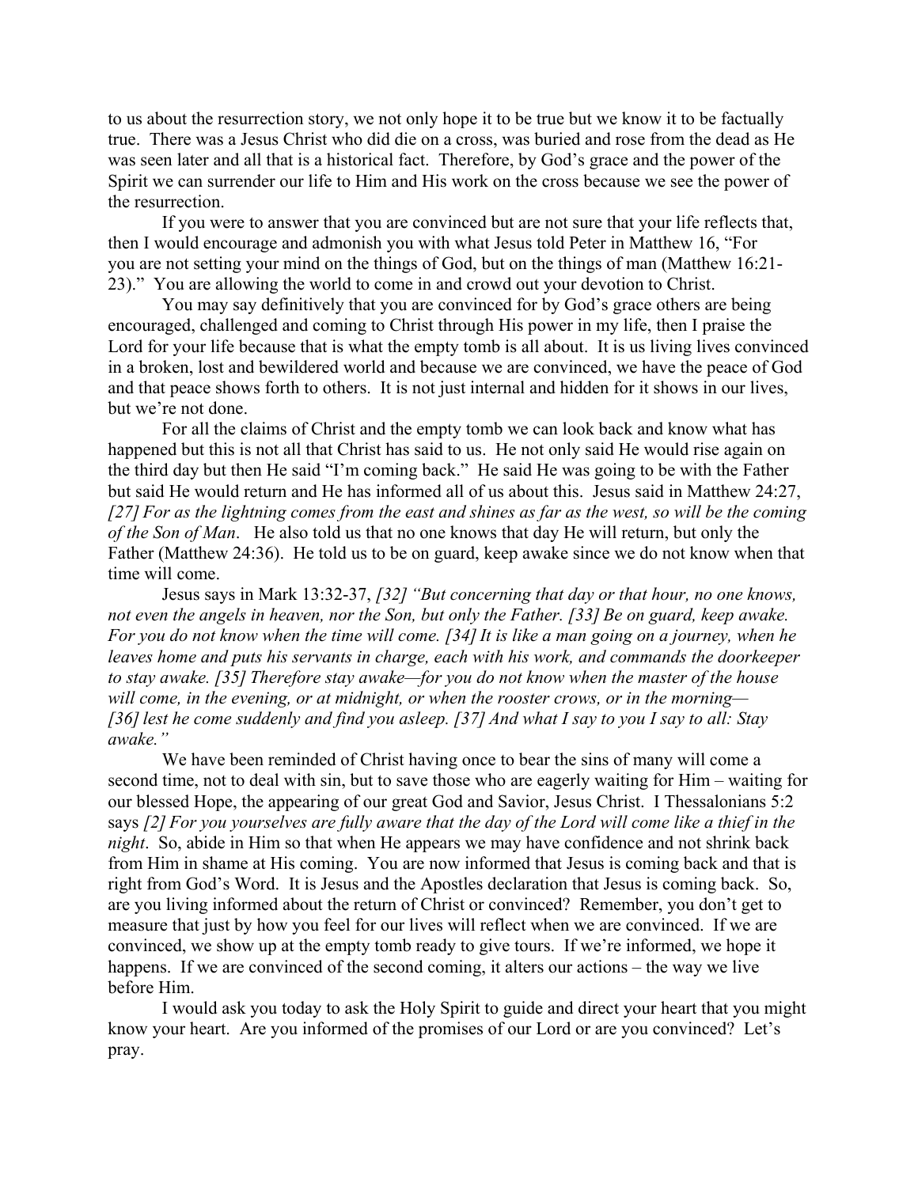to us about the resurrection story, we not only hope it to be true but we know it to be factually true. There was a Jesus Christ who did die on a cross, was buried and rose from the dead as He was seen later and all that is a historical fact. Therefore, by God's grace and the power of the Spirit we can surrender our life to Him and His work on the cross because we see the power of the resurrection.

If you were to answer that you are convinced but are not sure that your life reflects that, then I would encourage and admonish you with what Jesus told Peter in Matthew 16, "For you are not setting your mind on the things of God, but on the things of man (Matthew 16:21-23)." You are allowing the world to come in and crowd out your devotion to Christ.

You may say definitively that you are convinced for by God's grace others are being encouraged, challenged and coming to Christ through His power in my life, then I praise the Lord for your life because that is what the empty tomb is all about. It is us living lives convinced in a broken, lost and bewildered world and because we are convinced, we have the peace of God and that peace shows forth to others. It is not just internal and hidden for it shows in our lives, but we're not done.

For all the claims of Christ and the empty tomb we can look back and know what has happened but this is not all that Christ has said to us. He not only said He would rise again on the third day but then He said "I'm coming back." He said He was going to be with the Father but said He would return and He has informed all of us about this. Jesus said in Matthew 24:27, *[27] For as the lightning comes from the east and shines as far as the west, so will be the coming of the Son of Man*. He also told us that no one knows that day He will return, but only the Father (Matthew 24:36). He told us to be on guard, keep awake since we do not know when that time will come.

Jesus says in Mark 13:32-37, *[32] "But concerning that day or that hour, no one knows, not even the angels in heaven, nor the Son, but only the Father. [33] Be on guard, keep awake. For you do not know when the time will come. [34] It is like a man going on a journey, when he leaves home and puts his servants in charge, each with his work, and commands the doorkeeper to stay awake. [35] Therefore stay awake—for you do not know when the master of the house will come, in the evening, or at midnight, or when the rooster crows, or in the morning— [36] lest he come suddenly and find you asleep. [37] And what I say to you I say to all: Stay awake."*

We have been reminded of Christ having once to bear the sins of many will come a second time, not to deal with sin, but to save those who are eagerly waiting for Him – waiting for our blessed Hope, the appearing of our great God and Savior, Jesus Christ. I Thessalonians 5:2 says *[2] For you yourselves are fully aware that the day of the Lord will come like a thief in the night*. So, abide in Him so that when He appears we may have confidence and not shrink back from Him in shame at His coming. You are now informed that Jesus is coming back and that is right from God's Word. It is Jesus and the Apostles declaration that Jesus is coming back. So, are you living informed about the return of Christ or convinced? Remember, you don't get to measure that just by how you feel for our lives will reflect when we are convinced. If we are convinced, we show up at the empty tomb ready to give tours. If we're informed, we hope it happens. If we are convinced of the second coming, it alters our actions – the way we live before Him.

I would ask you today to ask the Holy Spirit to guide and direct your heart that you might know your heart. Are you informed of the promises of our Lord or are you convinced? Let's pray.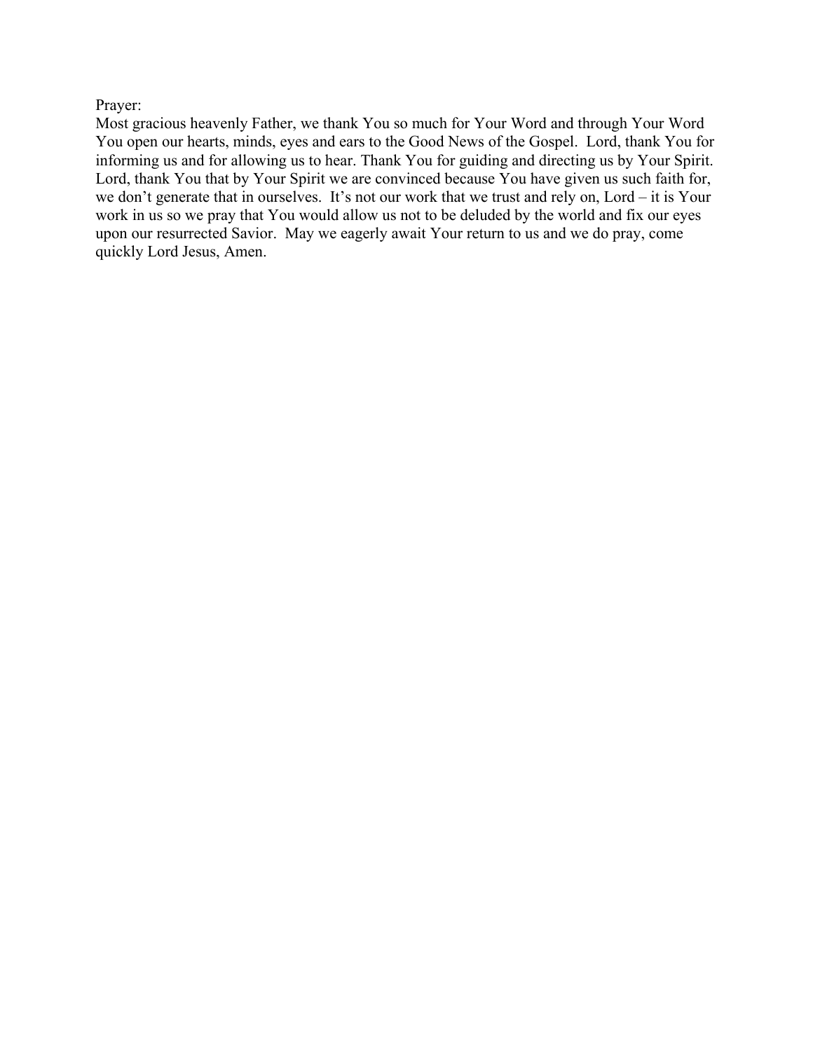Prayer:

Most gracious heavenly Father, we thank You so much for Your Word and through Your Word You open our hearts, minds, eyes and ears to the Good News of the Gospel. Lord, thank You for informing us and for allowing us to hear. Thank You for guiding and directing us by Your Spirit. Lord, thank You that by Your Spirit we are convinced because You have given us such faith for, we don't generate that in ourselves. It's not our work that we trust and rely on, Lord – it is Your work in us so we pray that You would allow us not to be deluded by the world and fix our eyes upon our resurrected Savior. May we eagerly await Your return to us and we do pray, come quickly Lord Jesus, Amen.